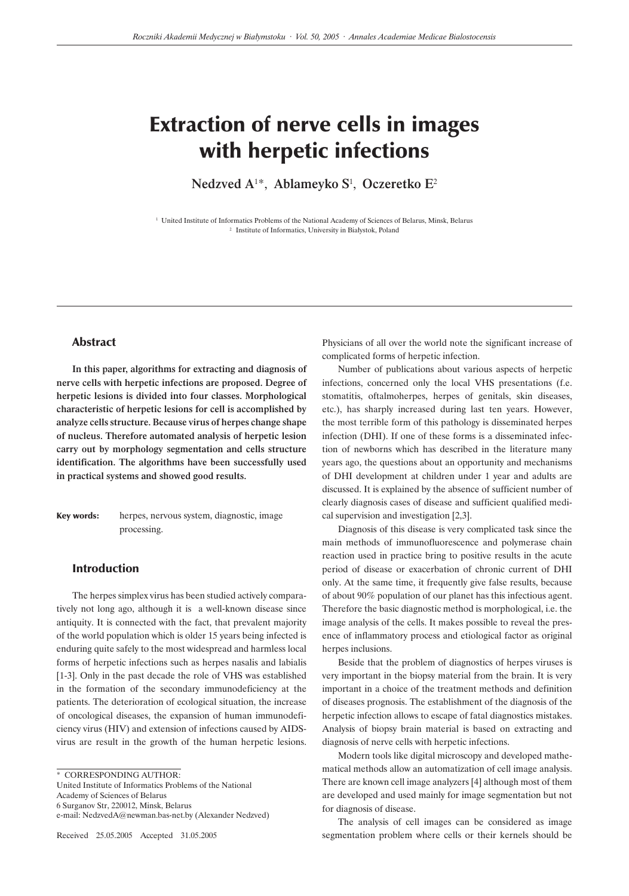# Extraction of nerve cells in images with herpetic infections

**Nedzved A[1*], Ablameyko S[1], Oczeretko E[2]**

[1] United Institute of Informatics Problems of the National Academy of Sciences of Belarus, Minsk, Belarus
[2] Institute of Informatics, University in Białystok, Poland

## Abstract

**In this paper, algorithms for extracting and diagnosis of nerve cells with herpetic infections are proposed. Degree of herpetic lesions is divided into four classes. Morphological characteristic of herpetic lesions for cell is accomplished by analyze cells structure. Because virus of herpes change shape of nucleus. Therefore automated analysis of herpetic lesion carry out by morphology segmentation and cells structure identification. The algorithms have been successfully used in practical systems and showed good results.**

**Key words:** herpes, nervous system, diagnostic, image processing.

## Introduction

The herpes simplex virus has been studied actively comparatively not long ago, although it is a well-known disease since antiquity. It is connected with the fact, that prevalent majority of the world population which is older 15 years being infected is enduring quite safely to the most widespread and harmless local forms of herpetic infections such as herpes nasalis and labialis [1-3]. Only in the past decade the role of VHS was established in the formation of the secondary immunodeficiency at the patients. The deterioration of ecological situation, the increase of oncological diseases, the expansion of human immunodeficiency virus (HIV) and extension of infections caused by AIDS-virus are result in the growth of the human herpetic lesions. Physicians of all over the world note the significant increase of complicated forms of herpetic infection.

Number of publications about various aspects of herpetic infections, concerned only the local VHS presentations (f.e. stomatitis, oftalmoherpes, herpes of genitals, skin diseases, etc.), has sharply increased during last ten years. However, the most terrible form of this pathology is disseminated herpes infection (DHI). If one of these forms is a disseminated infection of newborns which has described in the literature many years ago, the questions about an opportunity and mechanisms of DHI development at children under 1 year and adults are discussed. It is explained by the absence of sufficient number of clearly diagnosis cases of disease and sufficient qualified medical supervision and investigation [2,3].

Diagnosis of this disease is very complicated task since the main methods of immunofluorescence and polymerase chain reaction used in practice bring to positive results in the acute period of disease or exacerbation of chronic current of DHI only. At the same time, it frequently give false results, because of about 90% population of our planet has this infectious agent. Therefore the basic diagnostic method is morphological, i.e. the image analysis of the cells. It makes possible to reveal the presence of inflammatory process and etiological factor as original herpes inclusions.

Beside that the problem of diagnostics of herpes viruses is very important in the biopsy material from the brain. It is very important in a choice of the treatment methods and definition of diseases prognosis. The establishment of the diagnosis of the herpetic infection allows to escape of fatal diagnostics mistakes. Analysis of biopsy brain material is based on extracting and diagnosis of nerve cells with herpetic infections.

Modern tools like digital microscopy and developed mathematical methods allow an automatization of cell image analysis. There are known cell image analyzers [4] although most of them are developed and used mainly for image segmentation but not for diagnosis of disease.

The analysis of cell images can be considered as image segmentation problem where cells or their kernels should be

---

\* CORRESPONDING AUTHOR:
United Institute of Informatics Problems of the National Academy of Sciences of Belarus
6 Surganov Str, 220012, Minsk, Belarus
e-mail: NedzvedA@newman.bas-net.by (Alexander Nedzved)

Received 25.05.2005 Accepted 31.05.2005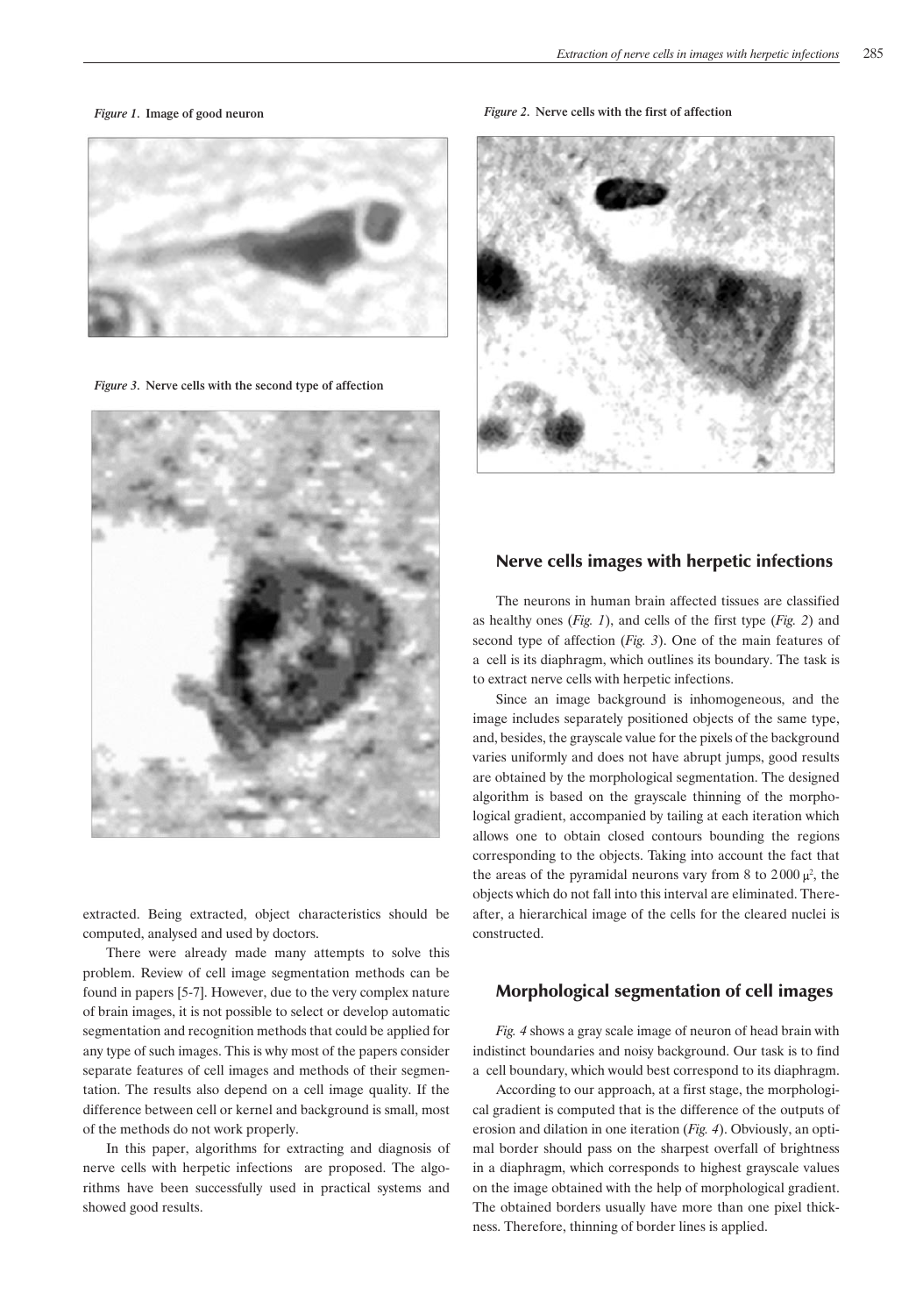*Figure 1*. Image of good neuron

*Figure 2*. Nerve cells with the first of affection

*Figure 3*. Nerve cells with the second type of affection

extracted. Being extracted, object characteristics should be computed, analysed and used by doctors.

There were already made many attempts to solve this problem. Review of cell image segmentation methods can be found in papers [5-7]. However, due to the very complex nature of brain images, it is not possible to select or develop automatic segmentation and recognition methods that could be applied for any type of such images. This is why most of the papers consider separate features of cell images and methods of their segmentation. The results also depend on a cell image quality. If the difference between cell or kernel and background is small, most of the methods do not work properly.

In this paper, algorithms for extracting and diagnosis of nerve cells with herpetic infections are proposed. The algorithms have been successfully used in practical systems and showed good results.

## Nerve cells images with herpetic infections

The neurons in human brain affected tissues are classified as healthy ones (*Fig. 1*), and cells of the first type (*Fig. 2*) and second type of affection (*Fig. 3*). One of the main features of a cell is its diaphragm, which outlines its boundary. The task is to extract nerve cells with herpetic infections.

Since an image background is inhomogeneous, and the image includes separately positioned objects of the same type, and, besides, the grayscale value for the pixels of the background varies uniformly and does not have abrupt jumps, good results are obtained by the morphological segmentation. The designed algorithm is based on the grayscale thinning of the morphological gradient, accompanied by tailing at each iteration which allows one to obtain closed contours bounding the regions corresponding to the objects. Taking into account the fact that the areas of the pyramidal neurons vary from 8 to 2 000 $\mu^2$, the objects which do not fall into this interval are eliminated. Thereafter, a hierarchical image of the cells for the cleared nuclei is constructed.

## Morphological segmentation of cell images

*Fig. 4* shows a gray scale image of neuron of head brain with indistinct boundaries and noisy background. Our task is to find a cell boundary, which would best correspond to its diaphragm.

According to our approach, at a first stage, the morphological gradient is computed that is the difference of the outputs of erosion and dilation in one iteration (*Fig. 4*). Obviously, an optimal border should pass on the sharpest overfall of brightness in a diaphragm, which corresponds to highest grayscale values on the image obtained with the help of morphological gradient. The obtained borders usually have more than one pixel thickness. Therefore, thinning of border lines is applied.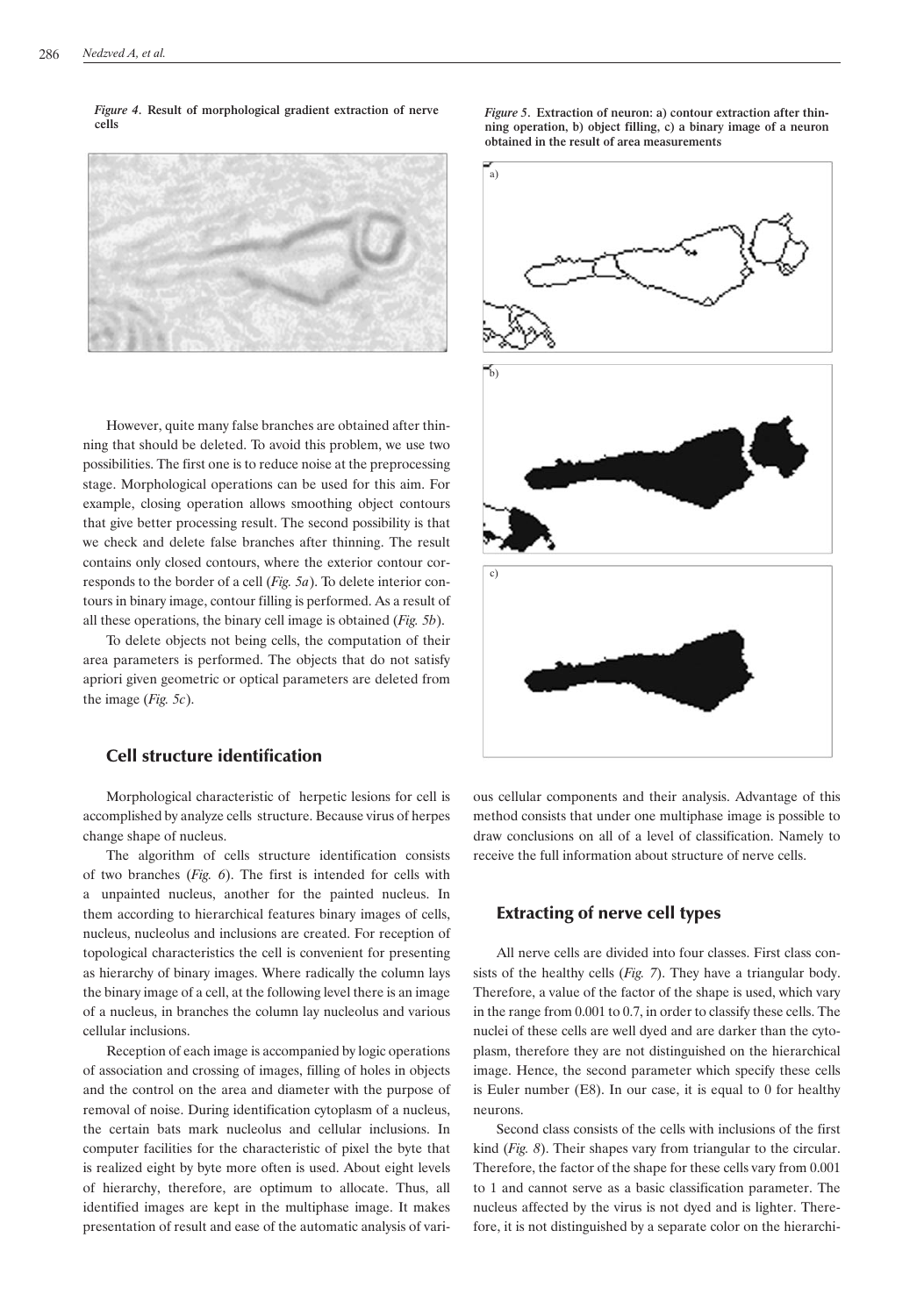*Figure 4*. **Result of morphological gradient extraction of nerve cells**

*Figure 5*. **Extraction of neuron: a) contour extraction after thinning operation, b) object filling, c) a binary image of a neuron obtained in the result of area measurements**

However, quite many false branches are obtained after thinning that should be deleted. To avoid this problem, we use two possibilities. The first one is to reduce noise at the preprocessing stage. Morphological operations can be used for this aim. For example, closing operation allows smoothing object contours that give better processing result. The second possibility is that we check and delete false branches after thinning. The result contains only closed contours, where the exterior contour corresponds to the border of a cell (*Fig. 5a*). To delete interior contours in binary image, contour filling is performed. As a result of all these operations, the binary cell image is obtained (*Fig. 5b*).

To delete objects not being cells, the computation of their area parameters is performed. The objects that do not satisfy apriori given geometric or optical parameters are deleted from the image (*Fig. 5c*).

## Cell structure identification

Morphological characteristic of herpetic lesions for cell is accomplished by analyze cells structure. Because virus of herpes change shape of nucleus.

The algorithm of cells structure identification consists of two branches (*Fig. 6*). The first is intended for cells with a unpainted nucleus, another for the painted nucleus. In them according to hierarchical features binary images of cells, nucleus, nucleolus and inclusions are created. For reception of topological characteristics the cell is convenient for presenting as hierarchy of binary images. Where radically the column lays the binary image of a cell, at the following level there is an image of a nucleus, in branches the column lay nucleolus and various cellular inclusions.

Reception of each image is accompanied by logic operations of association and crossing of images, filling of holes in objects and the control on the area and diameter with the purpose of removal of noise. During identification cytoplasm of a nucleus, the certain bats mark nucleolus and cellular inclusions. In computer facilities for the characteristic of pixel the byte that is realized eight by byte more often is used. About eight levels of hierarchy, therefore, are optimum to allocate. Thus, all identified images are kept in the multiphase image. It makes presentation of result and ease of the automatic analysis of various cellular components and their analysis. Advantage of this method consists that under one multiphase image is possible to draw conclusions on all of a level of classification. Namely to receive the full information about structure of nerve cells.

## Extracting of nerve cell types

All nerve cells are divided into four classes. First class consists of the healthy cells (*Fig. 7*). They have a triangular body. Therefore, a value of the factor of the shape is used, which vary in the range from 0.001 to 0.7, in order to classify these cells. The nuclei of these cells are well dyed and are darker than the cytoplasm, therefore they are not distinguished on the hierarchical image. Hence, the second parameter which specify these cells is Euler number (E8). In our case, it is equal to 0 for healthy neurons.

Second class consists of the cells with inclusions of the first kind (*Fig. 8*). Their shapes vary from triangular to the circular. Therefore, the factor of the shape for these cells vary from 0.001 to 1 and cannot serve as a basic classification parameter. The nucleus affected by the virus is not dyed and is lighter. Therefore, it is not distinguished by a separate color on the hierarchi-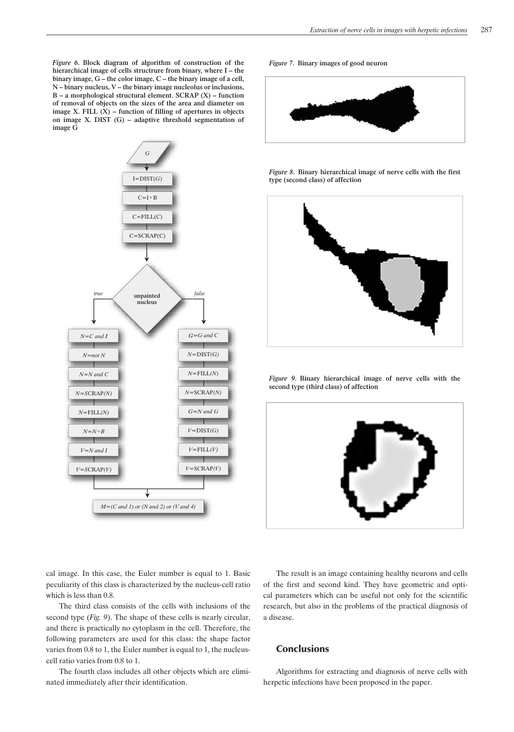*Figure 6*. **Block diagram of algorithm of construction of the hierarchical image of cells structrure from binary, where I – the binary image, G – the color image, C – the binary image of a cell, N – binary nucleus, V – the binary image nucleolus or inclusions, B – a morphological structural element. SCRAP (X) – function of removal of objects on the sizes of the area and diameter on image X. FILL (X) – function of filling of apertures in objects on image X. DIST (G) – adaptive threshold segmentation of image G**

*Figure 7*. **Binary images of good neuron**

*Figure 8*. **Binary hierarchical image of nerve cells with the first type (second class) of affection**

*Figure 9*. **Binary hierarchical image of nerve cells with the second type (third class) of affection**

cal image. In this case, the Euler number is equal to 1. Basic peculiarity of this class is characterized by the nucleus-cell ratio which is less than 0.8.

The third class consists of the cells with inclusions of the second type (*Fig. 9*). The shape of these cells is nearly circular, and there is practically no cytoplasm in the cell. Therefore, the following parameters are used for this class: the shape factor varies from 0.8 to 1, the Euler number is equal to 1, the nucleus-cell ratio varies from 0.8 to 1.

The fourth class includes all other objects which are eliminated immediately after their identification.

The result is an image containing healthy neurons and cells of the first and second kind. They have geometric and optical parameters which can be useful not only for the scientific research, but also in the problems of the practical diagnosis of a disease.

## Conclusions

Algorithms for extracting and diagnosis of nerve cells with herpetic infections have been proposed in the paper.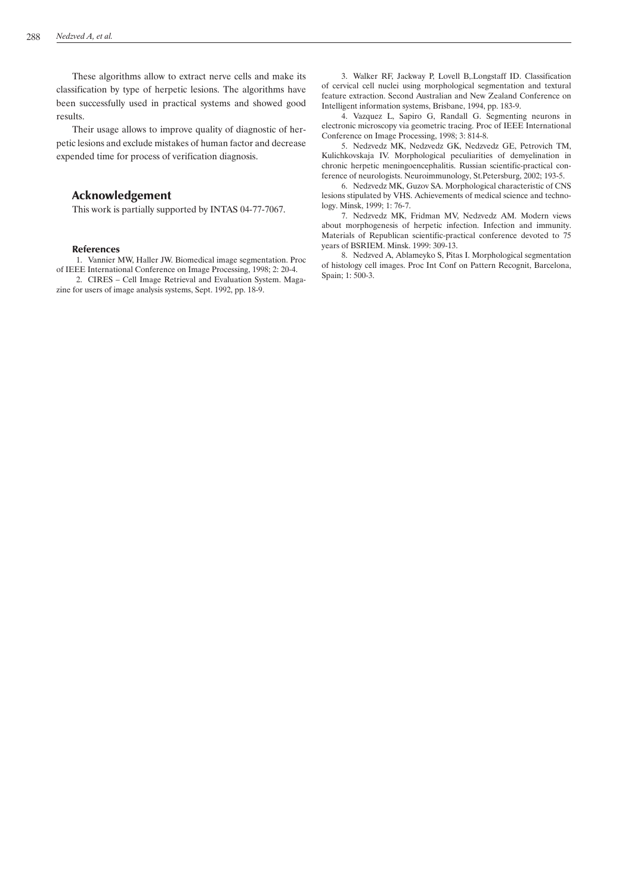These algorithms allow to extract nerve cells and make its classification by type of herpetic lesions. The algorithms have been successfully used in practical systems and showed good results.

Their usage allows to improve quality of diagnostic of herpetic lesions and exclude mistakes of human factor and decrease expended time for process of verification diagnosis.

## Acknowledgement

This work is partially supported by INTAS 04-77-7067.

### References

1. Vannier MW, Haller JW. Biomedical image segmentation. Proc of IEEE International Conference on Image Processing, 1998; 2: 20-4.
2. CIRES – Cell Image Retrieval and Evaluation System. Magazine for users of image analysis systems, Sept. 1992, pp. 18-9.
3. Walker RF, Jackway P, Lovell B,.Longstaff ID. Classification of cervical cell nuclei using morphological segmentation and textural feature extraction. Second Australian and New Zealand Conference on Intelligent information systems, Brisbane, 1994, pp. 183-9.
4. Vazquez L, Sapiro G, Randall G. Segmenting neurons in electronic microscopy via geometric tracing. Proc of IEEE International Conference on Image Processing, 1998; 3: 814-8.
5. Nedzvedz MK, Nedzvedz GK, Nedzvedz GE, Petrovich TM, Kulichkovskaja IV. Morphological peculiarities of demyelination in chronic herpetic meningoencephalitis. Russian scientific-practical conference of neurologists. Neuroimmunology, St.Petersburg, 2002; 193-5.
6. Nedzvedz MK, Guzov SA. Morphological characteristic of CNS lesions stipulated by VHS. Achievements of medical science and technology. Minsk, 1999; 1: 76-7.
7. Nedzvedz MK, Fridman MV, Nedzvedz AM. Modern views about morphogenesis of herpetic infection. Infection and immunity. Materials of Republican scientific-practical conference devoted to 75 years of BSRIEM. Minsk. 1999: 309-13.
8. Nedzved A, Ablameyko S, Pitas I. Morphological segmentation of histology cell images. Proc Int Conf on Pattern Recognit, Barcelona, Spain; 1: 500-3.